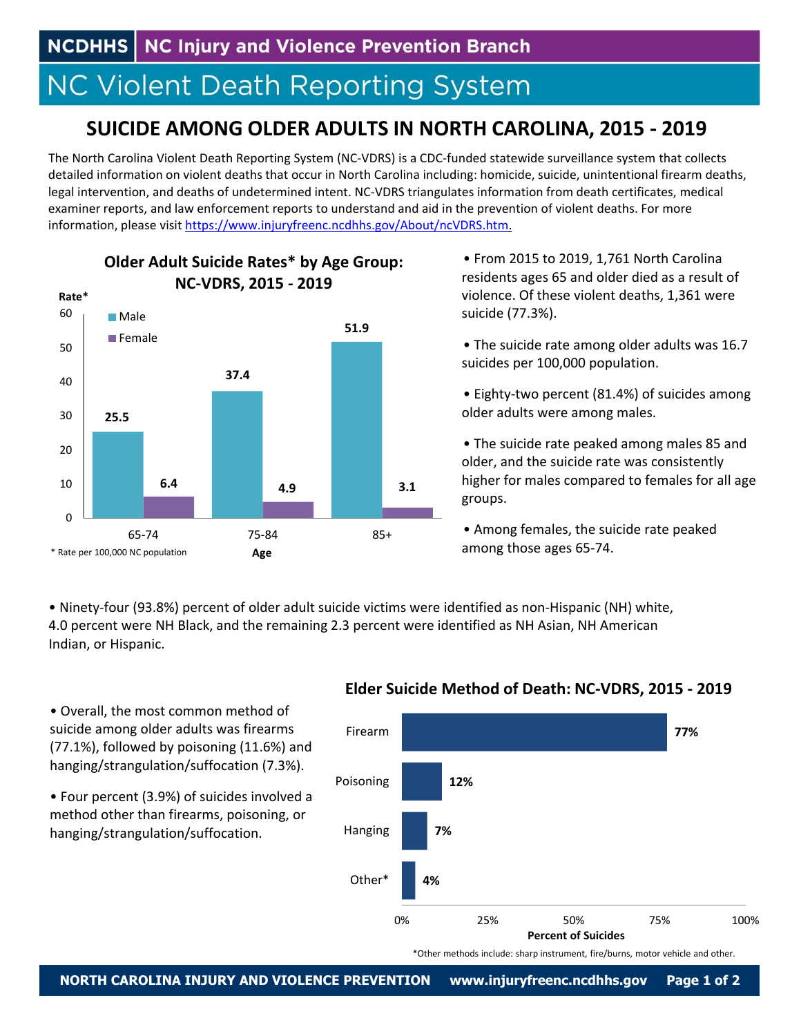NCDHHS | NC Injury and Violence Prevention Branch

# NC Violent Death Reporting System

## SUICIDE AMONG OLDER ADULTS IN NORTH CAROLINA, 2015 - 2019

The North Carolina Violent Death Reporting System (NC-VDRS) is a CDC-funded statewide surveillance system that collects detailed information on violent deaths that occur in North Carolina including: homicide, suicide, unintentional firearm deaths, legal intervention, and deaths of undetermined intent. NC-VDRS triangulates information from death certificates, medical examiner reports, and law enforcement reports to understand and aid in the prevention of violent deaths. For more information, please visit https://www.injuryfreenc.ncdhhs.gov/About/ncVDRS.htm.

### Older Adult Suicide Rates* by Age Group: NC-VDRS, 2015 - 2019

| Age | Male | Female |
|---|---|---|
| 65-74 | 25.5 | 6.4 |
| 75-84 | 37.4 | 4.9 |
| 85+ | 51.9 | 3.1 |

\* Rate per 100,000 NC population

- From 2015 to 2019, 1,761 North Carolina residents ages 65 and older died as a result of violence. Of these violent deaths, 1,361 were suicide (77.3%).
- The suicide rate among older adults was 16.7 suicides per 100,000 population.
- Eighty-two percent (81.4%) of suicides among older adults were among males.
- The suicide rate peaked among males 85 and older, and the suicide rate was consistently higher for males compared to females for all age groups.
- Among females, the suicide rate peaked among those ages 65-74.
- Ninety-four (93.8%) percent of older adult suicide victims were identified as non-Hispanic (NH) white, 4.0 percent were NH Black, and the remaining 2.3 percent were identified as NH Asian, NH American Indian, or Hispanic.

### Elder Suicide Method of Death: NC-VDRS, 2015 - 2019

| Method | Percent of Suicides |
|---|---|
| Firearm | 77% |
| Poisoning | 12% |
| Hanging | 7% |
| Other* | 4% |

*Other methods include: sharp instrument, fire/burns, motor vehicle and other.

- Overall, the most common method of suicide among older adults was firearms (77.1%), followed by poisoning (11.6%) and hanging/strangulation/suffocation (7.3%).
- Four percent (3.9%) of suicides involved a method other than firearms, poisoning, or hanging/strangulation/suffocation.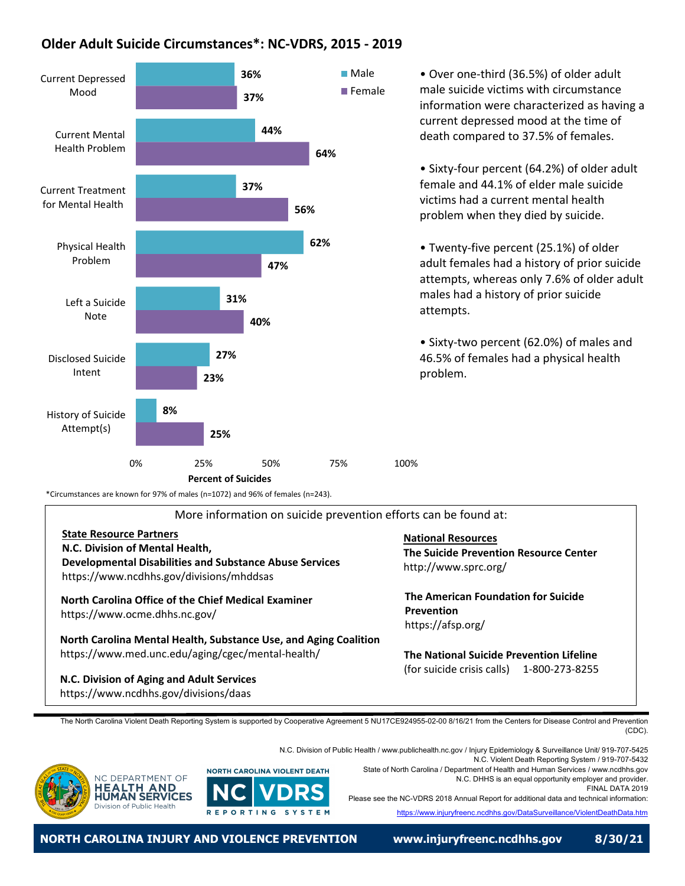## Older Adult Suicide Circumstances*: NC-VDRS, 2015 - 2019

Male
Female

Current Depressed Mood
36%
37%

Current Mental Health Problem
44%
64%

Current Treatment for Mental Health
37%
56%

Physical Health Problem
62%
47%

Left a Suicide Note
31%
40%

Disclosed Suicide Intent
27%
23%

History of Suicide Attempt(s)
8%
25%

0% 25% 50% 75% 100%

Percent of Suicides

*Circumstances are known for 97% of males (n=1072) and 96% of females (n=243).

- Over one-third (36.5%) of older adult male suicide victims with circumstance information were characterized as having a current depressed mood at the time of death compared to 37.5% of females.
- Sixty-four percent (64.2%) of older adult female and 44.1% of elder male suicide victims had a current mental health problem when they died by suicide.
- Twenty-five percent (25.1%) of older adult females had a history of prior suicide attempts, whereas only 7.6% of older adult males had a history of prior suicide attempts.
- Sixty-two percent (62.0%) of males and 46.5% of females had a physical health problem.

More information on suicide prevention efforts can be found at:

**State Resource Partners**

**N.C. Division of Mental Health, Developmental Disabilities and Substance Abuse Services**
https://www.ncdhhs.gov/divisions/mhddsas

**North Carolina Office of the Chief Medical Examiner**
https://www.ocme.dhhs.nc.gov/

**North Carolina Mental Health, Substance Use, and Aging Coalition**
https://www.med.unc.edu/aging/cgec/mental-health/

**N.C. Division of Aging and Adult Services**
https://www.ncdhhs.gov/divisions/daas

**National Resources**

**The Suicide Prevention Resource Center**
http://www.sprc.org/

**The American Foundation for Suicide Prevention**
https://afsp.org/

**The National Suicide Prevention Lifeline**
(for suicide crisis calls) 1-800-273-8255

The North Carolina Violent Death Reporting System is supported by Cooperative Agreement 5 NU17CE924955-02-00 8/16/21 from the Centers for Disease Control and Prevention (CDC).

N.C. Division of Public Health / www.publichealth.nc.gov / Injury Epidemiology & Surveillance Unit/ 919-707-5425
N.C. Violent Death Reporting System / 919-707-5432
State of North Carolina / Department of Health and Human Services / www.ncdhhs.gov
N.C. DHHS is an equal opportunity employer and provider.
FINAL DATA 2019
Please see the NC-VDRS 2018 Annual Report for additional data and technical information:
https://www.injuryfreenc.ncdhhs.gov/DataSurveillance/ViolentDeathData.htm

NC DEPARTMENT OF HEALTH AND HUMAN SERVICES Division of Public Health

NORTH CAROLINA VIOLENT DEATH NC VDRS REPORTING SYSTEM

**NORTH CAROLINA INJURY AND VIOLENCE PREVENTION** **www.injuryfreenc.ncdhhs.gov** **8/30/21**